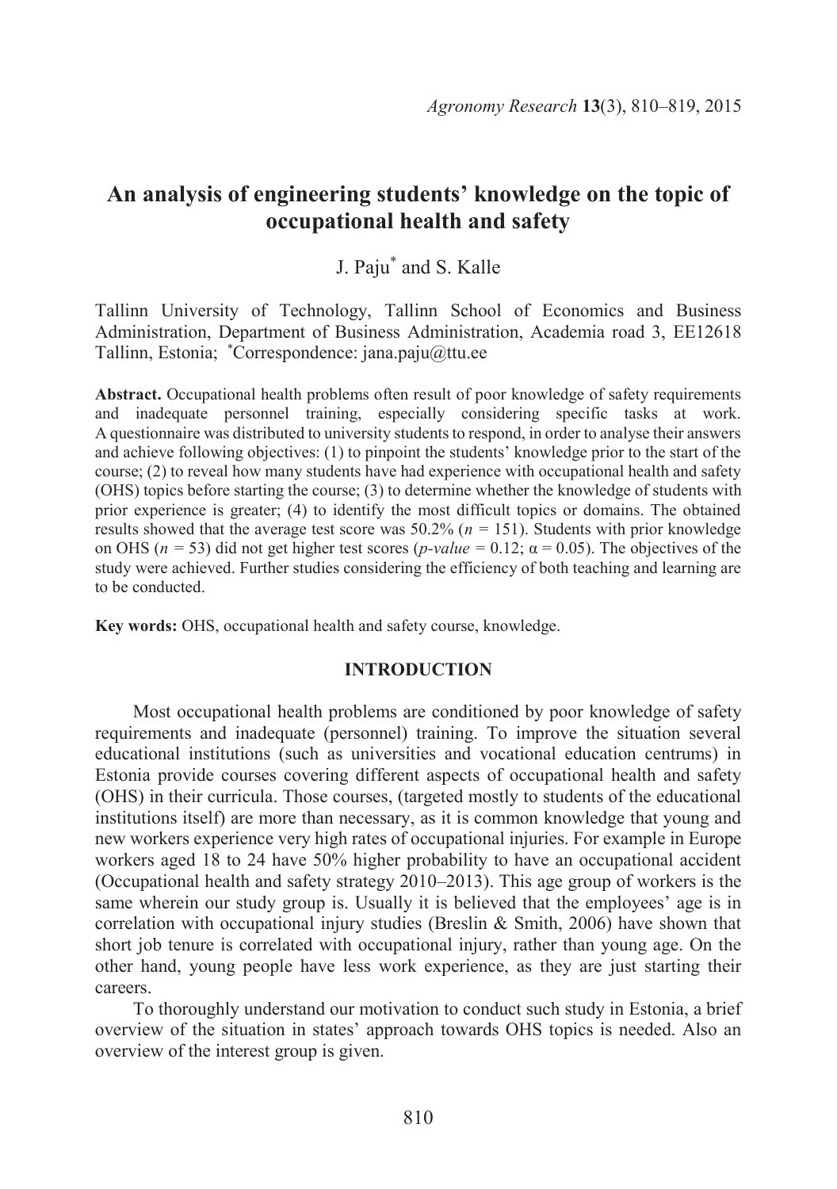# An analysis of engineering students' knowledge on the topic of occupational health and safety

J. Paju[*] and S. Kalle

Tallinn University of Technology, Tallinn School of Economics and Business Administration, Department of Business Administration, Academia road 3, EE12618 Tallinn, Estonia; [*]Correspondence: jana.paju@ttu.ee

**Abstract.** Occupational health problems often result of poor knowledge of safety requirements and inadequate personnel training, especially considering specific tasks at work. A questionnaire was distributed to university students to respond, in order to analyse their answers and achieve following objectives: (1) to pinpoint the students' knowledge prior to the start of the course; (2) to reveal how many students have had experience with occupational health and safety (OHS) topics before starting the course; (3) to determine whether the knowledge of students with prior experience is greater; (4) to identify the most difficult topics or domains. The obtained results showed that the average test score was 50.2% ($n = 151$). Students with prior knowledge on OHS ($n = 53$) did not get higher test scores ($p\text{-}value = 0.12$; $\alpha = 0.05$). The objectives of the study were achieved. Further studies considering the efficiency of both teaching and learning are to be conducted.

**Key words:** OHS, occupational health and safety course, knowledge.

## INTRODUCTION

Most occupational health problems are conditioned by poor knowledge of safety requirements and inadequate (personnel) training. To improve the situation several educational institutions (such as universities and vocational education centrums) in Estonia provide courses covering different aspects of occupational health and safety (OHS) in their curricula. Those courses, (targeted mostly to students of the educational institutions itself) are more than necessary, as it is common knowledge that young and new workers experience very high rates of occupational injuries. For example in Europe workers aged 18 to 24 have 50% higher probability to have an occupational accident (Occupational health and safety strategy 2010–2013). This age group of workers is the same wherein our study group is. Usually it is believed that the employees' age is in correlation with occupational injury studies (Breslin & Smith, 2006) have shown that short job tenure is correlated with occupational injury, rather than young age. On the other hand, young people have less work experience, as they are just starting their careers.

To thoroughly understand our motivation to conduct such study in Estonia, a brief overview of the situation in states' approach towards OHS topics is needed. Also an overview of the interest group is given.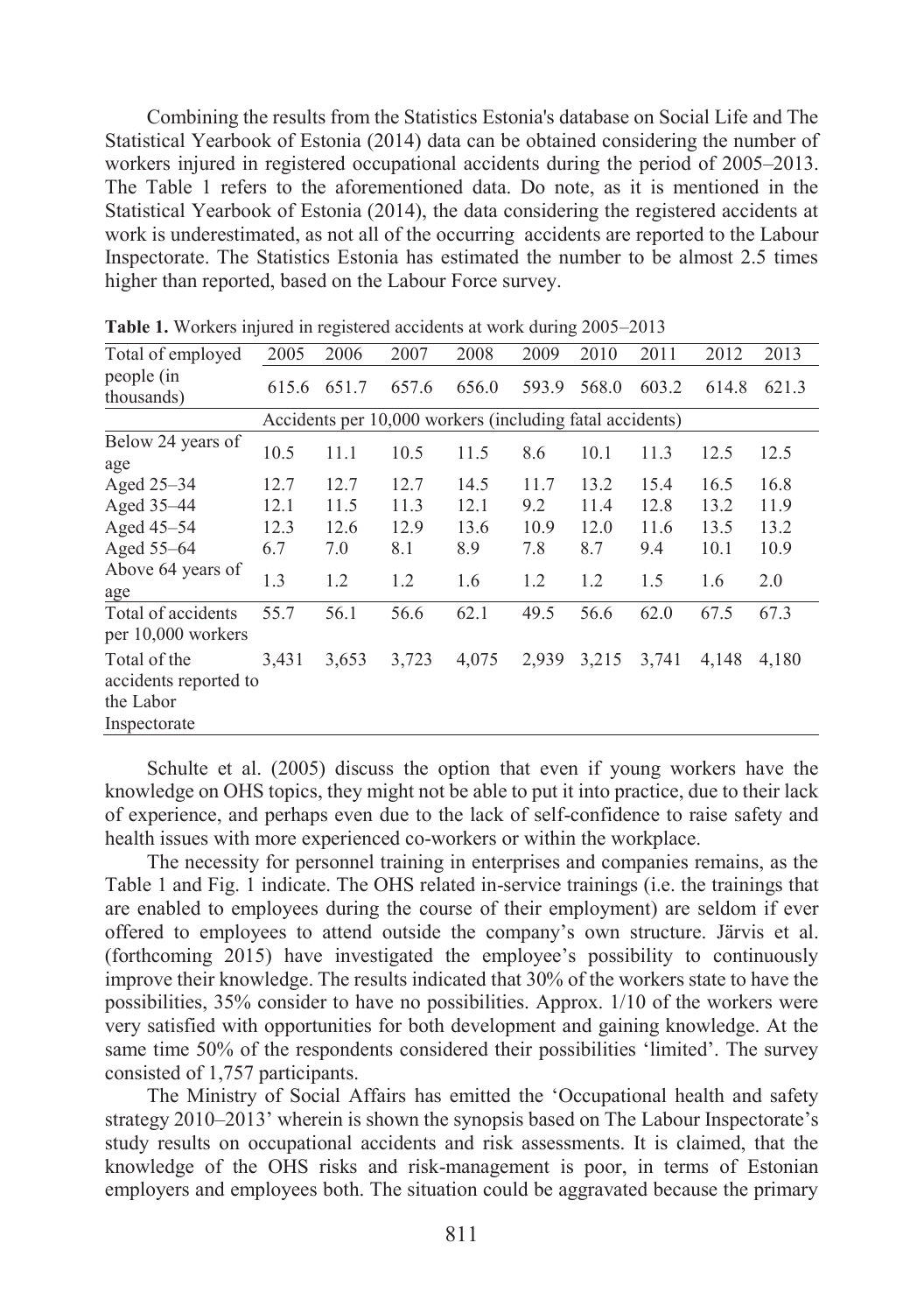Combining the results from the Statistics Estonia's database on Social Life and The Statistical Yearbook of Estonia (2014) data can be obtained considering the number of workers injured in registered occupational accidents during the period of 2005–2013. The Table 1 refers to the aforementioned data. Do note, as it is mentioned in the Statistical Yearbook of Estonia (2014), the data considering the registered accidents at work is underestimated, as not all of the occurring accidents are reported to the Labour Inspectorate. The Statistics Estonia has estimated the number to be almost 2.5 times higher than reported, based on the Labour Force survey.

**Table 1.** Workers injured in registered accidents at work during 2005–2013

| Total of employed people (in thousands) | 2005 | 2006 | 2007 | 2008 | 2009 | 2010 | 2011 | 2012 | 2013 |
|---|---|---|---|---|---|---|---|---|---|
| | 615.6 | 651.7 | 657.6 | 656.0 | 593.9 | 568.0 | 603.2 | 614.8 | 621.3 |
| | Accidents per 10,000 workers (including fatal accidents) | | | | | | | | |
| Below 24 years of age | 10.5 | 11.1 | 10.5 | 11.5 | 8.6 | 10.1 | 11.3 | 12.5 | 12.5 |
| Aged 25–34 | 12.7 | 12.7 | 12.7 | 14.5 | 11.7 | 13.2 | 15.4 | 16.5 | 16.8 |
| Aged 35–44 | 12.1 | 11.5 | 11.3 | 12.1 | 9.2 | 11.4 | 12.8 | 13.2 | 11.9 |
| Aged 45–54 | 12.3 | 12.6 | 12.9 | 13.6 | 10.9 | 12.0 | 11.6 | 13.5 | 13.2 |
| Aged 55–64 | 6.7 | 7.0 | 8.1 | 8.9 | 7.8 | 8.7 | 9.4 | 10.1 | 10.9 |
| Above 64 years of age | 1.3 | 1.2 | 1.2 | 1.6 | 1.2 | 1.2 | 1.5 | 1.6 | 2.0 |
| Total of accidents per 10,000 workers | 55.7 | 56.1 | 56.6 | 62.1 | 49.5 | 56.6 | 62.0 | 67.5 | 67.3 |
| Total of the accidents reported to the Labor Inspectorate | 3,431 | 3,653 | 3,723 | 4,075 | 2,939 | 3,215 | 3,741 | 4,148 | 4,180 |

Schulte et al. (2005) discuss the option that even if young workers have the knowledge on OHS topics, they might not be able to put it into practice, due to their lack of experience, and perhaps even due to the lack of self-confidence to raise safety and health issues with more experienced co-workers or within the workplace.

The necessity for personnel training in enterprises and companies remains, as the Table 1 and Fig. 1 indicate. The OHS related in-service trainings (i.e. the trainings that are enabled to employees during the course of their employment) are seldom if ever offered to employees to attend outside the company's own structure. Järvis et al. (forthcoming 2015) have investigated the employee's possibility to continuously improve their knowledge. The results indicated that 30% of the workers state to have the possibilities, 35% consider to have no possibilities. Approx. 1/10 of the workers were very satisfied with opportunities for both development and gaining knowledge. At the same time 50% of the respondents considered their possibilities 'limited'. The survey consisted of 1,757 participants.

The Ministry of Social Affairs has emitted the 'Occupational health and safety strategy 2010–2013' wherein is shown the synopsis based on The Labour Inspectorate's study results on occupational accidents and risk assessments. It is claimed, that the knowledge of the OHS risks and risk-management is poor, in terms of Estonian employers and employees both. The situation could be aggravated because the primary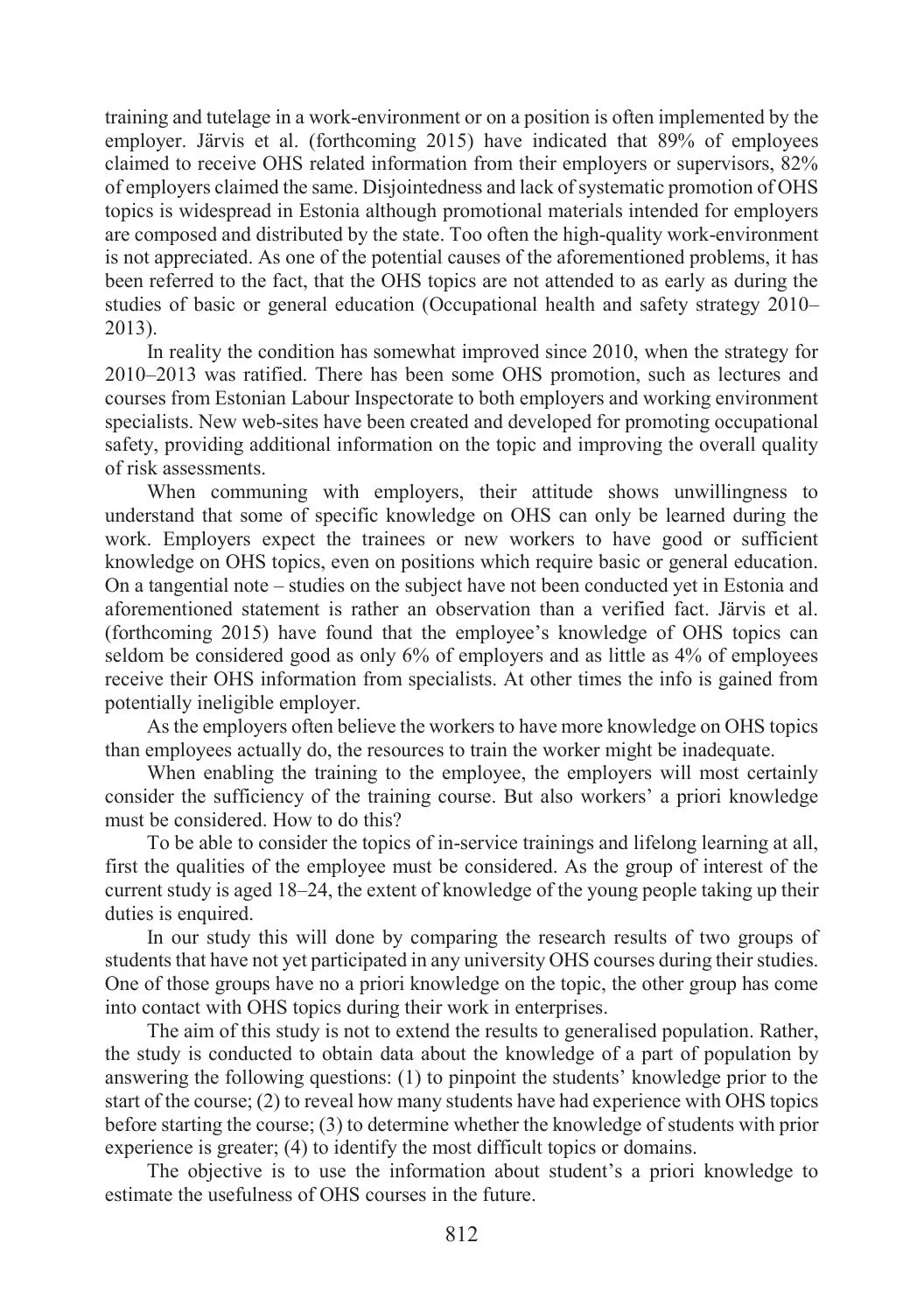training and tutelage in a work-environment or on a position is often implemented by the employer. Järvis et al. (forthcoming 2015) have indicated that 89% of employees claimed to receive OHS related information from their employers or supervisors, 82% of employers claimed the same. Disjointedness and lack of systematic promotion of OHS topics is widespread in Estonia although promotional materials intended for employers are composed and distributed by the state. Too often the high-quality work-environment is not appreciated. As one of the potential causes of the aforementioned problems, it has been referred to the fact, that the OHS topics are not attended to as early as during the studies of basic or general education (Occupational health and safety strategy 2010–2013).

In reality the condition has somewhat improved since 2010, when the strategy for 2010–2013 was ratified. There has been some OHS promotion, such as lectures and courses from Estonian Labour Inspectorate to both employers and working environment specialists. New web-sites have been created and developed for promoting occupational safety, providing additional information on the topic and improving the overall quality of risk assessments.

When communing with employers, their attitude shows unwillingness to understand that some of specific knowledge on OHS can only be learned during the work. Employers expect the trainees or new workers to have good or sufficient knowledge on OHS topics, even on positions which require basic or general education. On a tangential note – studies on the subject have not been conducted yet in Estonia and aforementioned statement is rather an observation than a verified fact. Järvis et al. (forthcoming 2015) have found that the employee's knowledge of OHS topics can seldom be considered good as only 6% of employers and as little as 4% of employees receive their OHS information from specialists. At other times the info is gained from potentially ineligible employer.

As the employers often believe the workers to have more knowledge on OHS topics than employees actually do, the resources to train the worker might be inadequate.

When enabling the training to the employee, the employers will most certainly consider the sufficiency of the training course. But also workers' a priori knowledge must be considered. How to do this?

To be able to consider the topics of in-service trainings and lifelong learning at all, first the qualities of the employee must be considered. As the group of interest of the current study is aged 18–24, the extent of knowledge of the young people taking up their duties is enquired.

In our study this will done by comparing the research results of two groups of students that have not yet participated in any university OHS courses during their studies. One of those groups have no a priori knowledge on the topic, the other group has come into contact with OHS topics during their work in enterprises.

The aim of this study is not to extend the results to generalised population. Rather, the study is conducted to obtain data about the knowledge of a part of population by answering the following questions: (1) to pinpoint the students' knowledge prior to the start of the course; (2) to reveal how many students have had experience with OHS topics before starting the course; (3) to determine whether the knowledge of students with prior experience is greater; (4) to identify the most difficult topics or domains.

The objective is to use the information about student's a priori knowledge to estimate the usefulness of OHS courses in the future.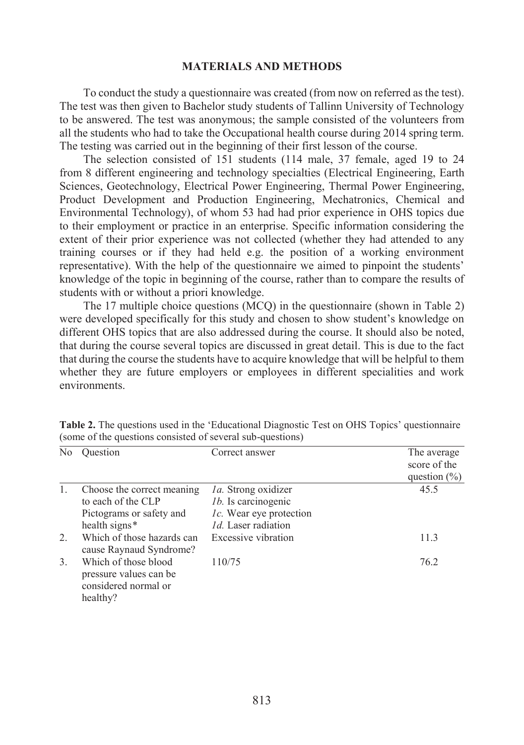## MATERIALS AND METHODS

To conduct the study a questionnaire was created (from now on referred as the test). The test was then given to Bachelor study students of Tallinn University of Technology to be answered. The test was anonymous; the sample consisted of the volunteers from all the students who had to take the Occupational health course during 2014 spring term. The testing was carried out in the beginning of their first lesson of the course.

The selection consisted of 151 students (114 male, 37 female, aged 19 to 24 from 8 different engineering and technology specialties (Electrical Engineering, Earth Sciences, Geotechnology, Electrical Power Engineering, Thermal Power Engineering, Product Development and Production Engineering, Mechatronics, Chemical and Environmental Technology), of whom 53 had had prior experience in OHS topics due to their employment or practice in an enterprise. Specific information considering the extent of their prior experience was not collected (whether they had attended to any training courses or if they had held e.g. the position of a working environment representative). With the help of the questionnaire we aimed to pinpoint the students' knowledge of the topic in beginning of the course, rather than to compare the results of students with or without a priori knowledge.

The 17 multiple choice questions (MCQ) in the questionnaire (shown in Table 2) were developed specifically for this study and chosen to show student's knowledge on different OHS topics that are also addressed during the course. It should also be noted, that during the course several topics are discussed in great detail. This is due to the fact that during the course the students have to acquire knowledge that will be helpful to them whether they are future employers or employees in different specialities and work environments.

**Table 2.** The questions used in the 'Educational Diagnostic Test on OHS Topics' questionnaire (some of the questions consisted of several sub-questions)

| No | Question | Correct answer | The average score of the question (%) |
|---|---|---|---|
| 1. | Choose the correct meaning to each of the CLP Pictograms or safety and health signs* | *1a.* Strong oxidizer<br>*1b.* Is carcinogenic<br>*1c.* Wear eye protection<br>*1d.* Laser radiation | 45.5 |
| 2. | Which of those hazards can cause Raynaud Syndrome? | Excessive vibration | 11.3 |
| 3. | Which of those blood pressure values can be considered normal or healthy? | 110/75 | 76.2 |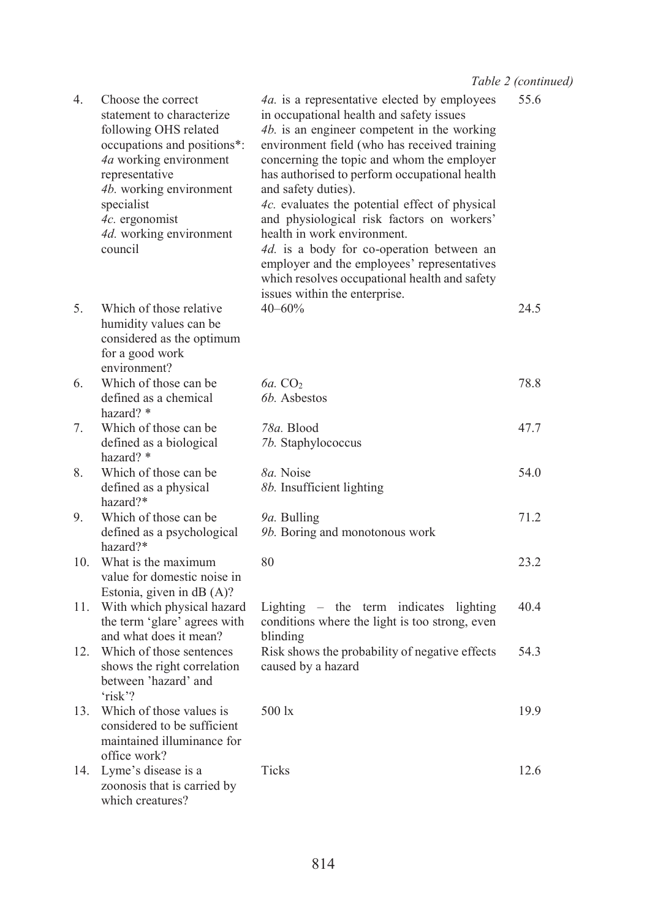*Table 2 (continued)*

| | | | |
|---|---|---|---|
| 4. | Choose the correct statement to characterize following OHS related occupations and positions*: *4a* working environment representative *4b.* working environment specialist *4c.* ergonomist *4d.* working environment council | *4a.* is a representative elected by employees in occupational health and safety issues *4b.* is an engineer competent in the working environment field (who has received training concerning the topic and whom the employer has authorised to perform occupational health and safety duties). *4c.* evaluates the potential effect of physical and physiological risk factors on workers' health in work environment. *4d.* is a body for co-operation between an employer and the employees' representatives which resolves occupational health and safety issues within the enterprise. | 55.6 |
| 5. | Which of those relative humidity values can be considered as the optimum for a good work environment? | 40–60% | 24.5 |
| 6. | Which of those can be defined as a chemical hazard? * | *6a.* $CO_2$ *6b.* Asbestos | 78.8 |
| 7. | Which of those can be defined as a biological hazard? * | *78a.* Blood *7b.* Staphylococcus | 47.7 |
| 8. | Which of those can be defined as a physical hazard?* | *8a.* Noise *8b.* Insufficient lighting | 54.0 |
| 9. | Which of those can be defined as a psychological hazard?* | *9a.* Bulling *9b.* Boring and monotonous work | 71.2 |
| 10. | What is the maximum value for domestic noise in Estonia, given in dB (A)? | 80 | 23.2 |
| 11. | With which physical hazard the term 'glare' agrees with and what does it mean? | Lighting – the term indicates lighting conditions where the light is too strong, even blinding | 40.4 |
| 12. | Which of those sentences shows the right correlation between 'hazard' and 'risk'? | Risk shows the probability of negative effects caused by a hazard | 54.3 |
| 13. | Which of those values is considered to be sufficient maintained illuminance for office work? | 500 lx | 19.9 |
| 14. | Lyme's disease is a zoonosis that is carried by which creatures? | Ticks | 12.6 |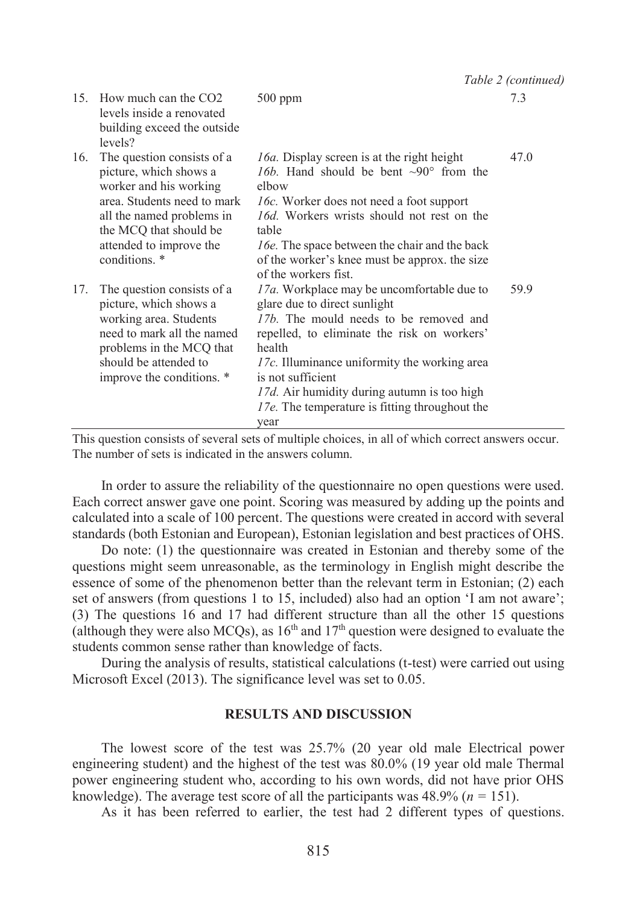*Table 2 (continued)*

| | | | |
|---|---|---|---|
| 15. | How much can the $CO_2$ levels inside a renovated building exceed the outside levels? | 500 ppm | 7.3 |
| 16. | The question consists of a picture, which shows a worker and his working area. Students need to mark all the named problems in the MCQ that should be attended to improve the conditions. * | *16a.* Display screen is at the right height <br> *16b.* Hand should be bent ~90° from the elbow <br> *16c.* Worker does not need a foot support <br> *16d.* Workers wrists should not rest on the table <br> *16e.* The space between the chair and the back of the worker's knee must be approx. the size of the workers fist. | 47.0 |
| 17. | The question consists of a picture, which shows a working area. Students need to mark all the named problems in the MCQ that should be attended to improve the conditions. * | *17a.* Workplace may be uncomfortable due to glare due to direct sunlight <br> *17b.* The mould needs to be removed and repelled, to eliminate the risk on workers' health <br> *17c.* Illuminance uniformity the working area is not sufficient <br> *17d.* Air humidity during autumn is too high <br> *17e.* The temperature is fitting throughout the year | 59.9 |

This question consists of several sets of multiple choices, in all of which correct answers occur. The number of sets is indicated in the answers column.

In order to assure the reliability of the questionnaire no open questions were used. Each correct answer gave one point. Scoring was measured by adding up the points and calculated into a scale of 100 percent. The questions were created in accord with several standards (both Estonian and European), Estonian legislation and best practices of OHS.

Do note: (1) the questionnaire was created in Estonian and thereby some of the questions might seem unreasonable, as the terminology in English might describe the essence of some of the phenomenon better than the relevant term in Estonian; (2) each set of answers (from questions 1 to 15, included) also had an option 'I am not aware'; (3) The questions 16 and 17 had different structure than all the other 15 questions (although they were also MCQs), as 16th and 17th question were designed to evaluate the students common sense rather than knowledge of facts.

During the analysis of results, statistical calculations (t-test) were carried out using Microsoft Excel (2013). The significance level was set to 0.05.

## RESULTS AND DISCUSSION

The lowest score of the test was 25.7% (20 year old male Electrical power engineering student) and the highest of the test was 80.0% (19 year old male Thermal power engineering student who, according to his own words, did not have prior OHS knowledge). The average test score of all the participants was 48.9% ($n = 151$).

As it has been referred to earlier, the test had 2 different types of questions.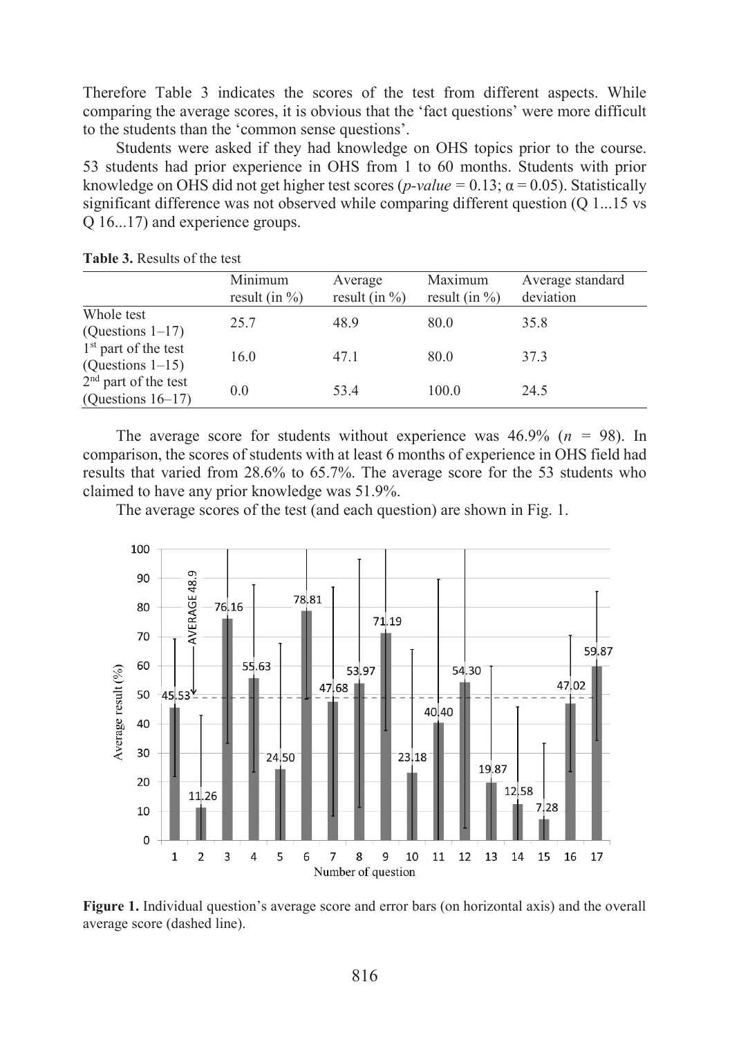Therefore Table 3 indicates the scores of the test from different aspects. While comparing the average scores, it is obvious that the 'fact questions' were more difficult to the students than the 'common sense questions'.

Students were asked if they had knowledge on OHS topics prior to the course. 53 students had prior experience in OHS from 1 to 60 months. Students with prior knowledge on OHS did not get higher test scores (*p-value* = 0.13; $\alpha = 0.05$). Statistically significant difference was not observed while comparing different question (Q 1...15 vs Q 16...17) and experience groups.

**Table 3.** Results of the test

| | Minimum result (in %) | Average result (in %) | Maximum result (in %) | Average standard deviation |
|---|---|---|---|---|
| Whole test (Questions 1–17) | 25.7 | 48.9 | 80.0 | 35.8 |
| 1st part of the test (Questions 1–15) | 16.0 | 47.1 | 80.0 | 37.3 |
| 2nd part of the test (Questions 16–17) | 0.0 | 53.4 | 100.0 | 24.5 |

The average score for students without experience was 46.9% ($n$ = 98). In comparison, the scores of students with at least 6 months of experience in OHS field had results that varied from 28.6% to 65.7%. The average score for the 53 students who claimed to have any prior knowledge was 51.9%.

The average scores of the test (and each question) are shown in Fig. 1.

**Figure 1.** Individual question's average score and error bars (on horizontal axis) and the overall average score (dashed line).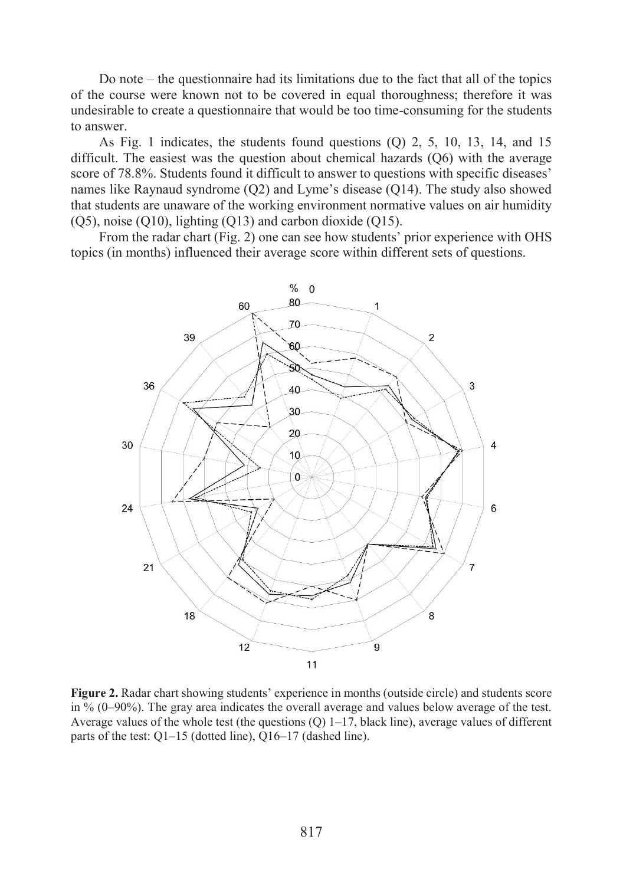Do note – the questionnaire had its limitations due to the fact that all of the topics of the course were known not to be covered in equal thoroughness; therefore it was undesirable to create a questionnaire that would be too time-consuming for the students to answer.

As Fig. 1 indicates, the students found questions (Q) 2, 5, 10, 13, 14, and 15 difficult. The easiest was the question about chemical hazards (Q6) with the average score of 78.8%. Students found it difficult to answer to questions with specific diseases' names like Raynaud syndrome (Q2) and Lyme's disease (Q14). The study also showed that students are unaware of the working environment normative values on air humidity (Q5), noise (Q10), lighting (Q13) and carbon dioxide (Q15).

From the radar chart (Fig. 2) one can see how students' prior experience with OHS topics (in months) influenced their average score within different sets of questions.

**Figure 2.** Radar chart showing students' experience in months (outside circle) and students score in % (0–90%). The gray area indicates the overall average and values below average of the test. Average values of the whole test (the questions (Q) 1–17, black line), average values of different parts of the test: Q1–15 (dotted line), Q16–17 (dashed line).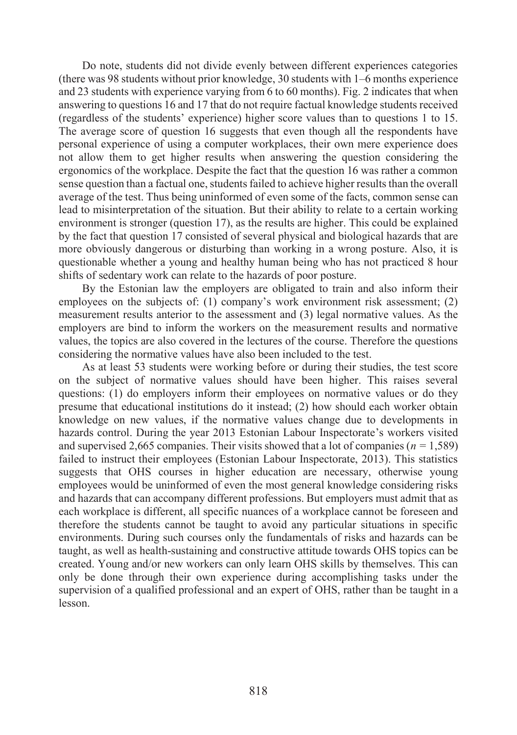Do note, students did not divide evenly between different experiences categories (there was 98 students without prior knowledge, 30 students with 1–6 months experience and 23 students with experience varying from 6 to 60 months). Fig. 2 indicates that when answering to questions 16 and 17 that do not require factual knowledge students received (regardless of the students' experience) higher score values than to questions 1 to 15. The average score of question 16 suggests that even though all the respondents have personal experience of using a computer workplaces, their own mere experience does not allow them to get higher results when answering the question considering the ergonomics of the workplace. Despite the fact that the question 16 was rather a common sense question than a factual one, students failed to achieve higher results than the overall average of the test. Thus being uninformed of even some of the facts, common sense can lead to misinterpretation of the situation. But their ability to relate to a certain working environment is stronger (question 17), as the results are higher. This could be explained by the fact that question 17 consisted of several physical and biological hazards that are more obviously dangerous or disturbing than working in a wrong posture. Also, it is questionable whether a young and healthy human being who has not practiced 8 hour shifts of sedentary work can relate to the hazards of poor posture.

By the Estonian law the employers are obligated to train and also inform their employees on the subjects of: (1) company's work environment risk assessment; (2) measurement results anterior to the assessment and (3) legal normative values. As the employers are bind to inform the workers on the measurement results and normative values, the topics are also covered in the lectures of the course. Therefore the questions considering the normative values have also been included to the test.

As at least 53 students were working before or during their studies, the test score on the subject of normative values should have been higher. This raises several questions: (1) do employers inform their employees on normative values or do they presume that educational institutions do it instead; (2) how should each worker obtain knowledge on new values, if the normative values change due to developments in hazards control. During the year 2013 Estonian Labour Inspectorate's workers visited and supervised 2,665 companies. Their visits showed that a lot of companies ($n$ = 1,589) failed to instruct their employees (Estonian Labour Inspectorate, 2013). This statistics suggests that OHS courses in higher education are necessary, otherwise young employees would be uninformed of even the most general knowledge considering risks and hazards that can accompany different professions. But employers must admit that as each workplace is different, all specific nuances of a workplace cannot be foreseen and therefore the students cannot be taught to avoid any particular situations in specific environments. During such courses only the fundamentals of risks and hazards can be taught, as well as health-sustaining and constructive attitude towards OHS topics can be created. Young and/or new workers can only learn OHS skills by themselves. This can only be done through their own experience during accomplishing tasks under the supervision of a qualified professional and an expert of OHS, rather than be taught in a lesson.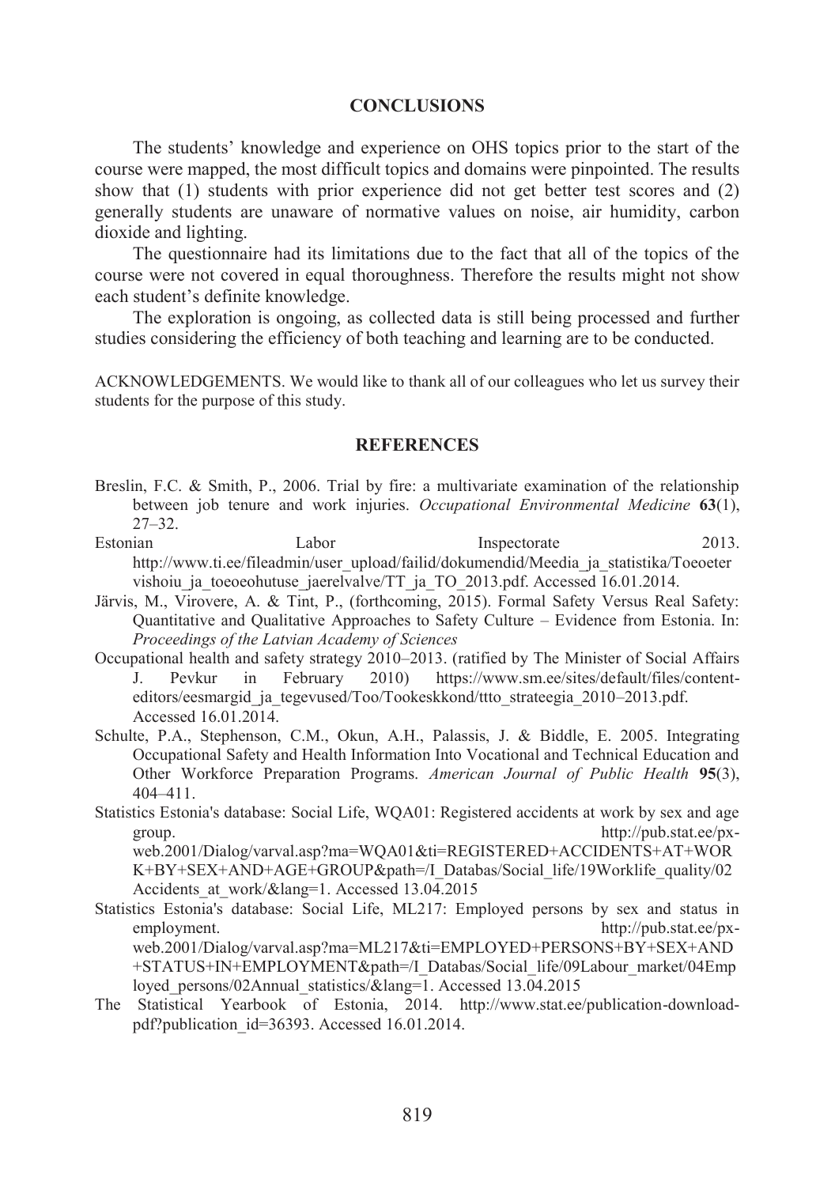## CONCLUSIONS

The students' knowledge and experience on OHS topics prior to the start of the course were mapped, the most difficult topics and domains were pinpointed. The results show that (1) students with prior experience did not get better test scores and (2) generally students are unaware of normative values on noise, air humidity, carbon dioxide and lighting.

The questionnaire had its limitations due to the fact that all of the topics of the course were not covered in equal thoroughness. Therefore the results might not show each student's definite knowledge.

The exploration is ongoing, as collected data is still being processed and further studies considering the efficiency of both teaching and learning are to be conducted.

ACKNOWLEDGEMENTS. We would like to thank all of our colleagues who let us survey their students for the purpose of this study.

## REFERENCES

Breslin, F.C. & Smith, P., 2006. Trial by fire: a multivariate examination of the relationship between job tenure and work injuries. *Occupational Environmental Medicine* **63**(1), 27–32.

Estonian Labor Inspectorate 2013. http://www.ti.ee/fileadmin/user_upload/failid/dokumendid/Meedia_ja_statistika/Toeoetervishoiu_ja_toeoeohutuse_jaerelvalve/TT_ja_TO_2013.pdf. Accessed 16.01.2014.

Järvis, M., Virovere, A. & Tint, P., (forthcoming, 2015). Formal Safety Versus Real Safety: Quantitative and Qualitative Approaches to Safety Culture – Evidence from Estonia. In: *Proceedings of the Latvian Academy of Sciences*

Occupational health and safety strategy 2010–2013. (ratified by The Minister of Social Affairs J. Pevkur in February 2010) https://www.sm.ee/sites/default/files/content-editors/eesmargid_ja_tegevused/Too/Tookeskkond/ttto_strateegia_2010–2013.pdf. Accessed 16.01.2014.

Schulte, P.A., Stephenson, C.M., Okun, A.H., Palassis, J. & Biddle, E. 2005. Integrating Occupational Safety and Health Information Into Vocational and Technical Education and Other Workforce Preparation Programs. *American Journal of Public Health* **95**(3), 404–411.

Statistics Estonia's database: Social Life, WQA01: Registered accidents at work by sex and age group. http://pub.stat.ee/px-web.2001/Dialog/varval.asp?ma=WQA01&ti=REGISTERED+ACCIDENTS+AT+WORK+BY+SEX+AND+AGE+GROUP&path=/I_Databas/Social_life/19Worklife_quality/02Accidents_at_work/&lang=1. Accessed 13.04.2015

Statistics Estonia's database: Social Life, ML217: Employed persons by sex and status in employment. http://pub.stat.ee/px-web.2001/Dialog/varval.asp?ma=ML217&ti=EMPLOYED+PERSONS+BY+SEX+AND+STATUS+IN+EMPLOYMENT&path=/I_Databas/Social_life/09Labour_market/04Employed_persons/02Annual_statistics/&lang=1. Accessed 13.04.2015

The Statistical Yearbook of Estonia, 2014. http://www.stat.ee/publication-download-pdf?publication_id=36393. Accessed 16.01.2014.